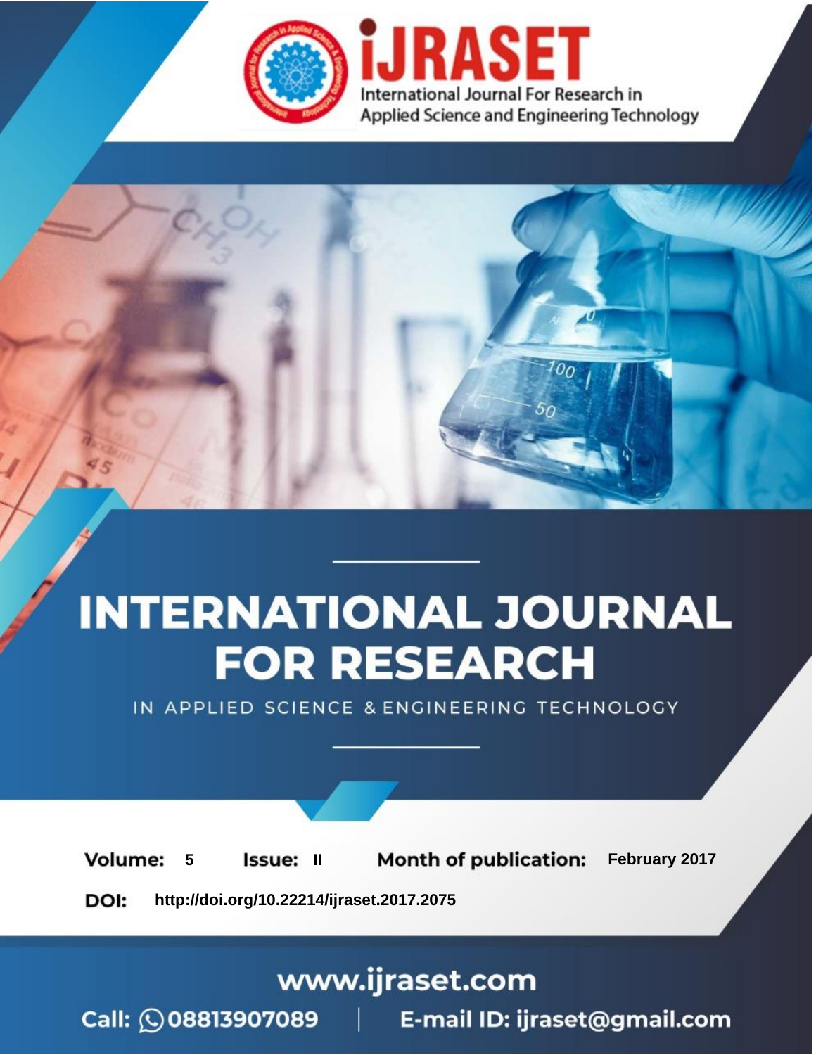iJRASET

International Journal For Research in Applied Science and Engineering Technology

# INTERNATIONAL JOURNAL FOR RESEARCH

IN APPLIED SCIENCE & ENGINEERING TECHNOLOGY

**Volume:** 5 **Issue:** II **Month of publication:** February 2017

**DOI:** http://doi.org/10.22214/ijraset.2017.2075

www.ijraset.com

Call: 08813907089 | E-mail ID: ijraset@gmail.com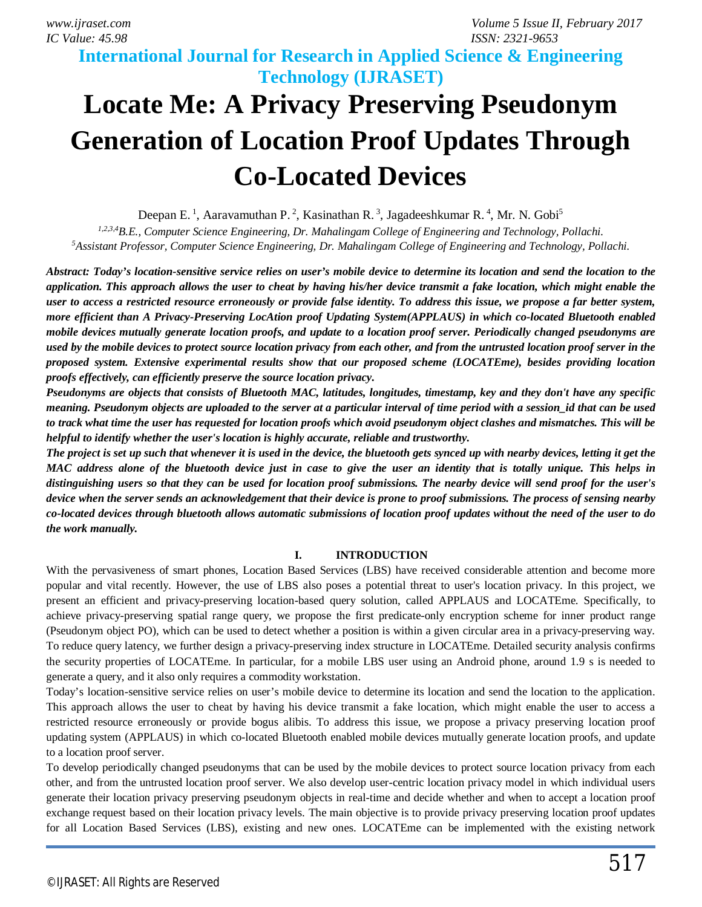# Locate Me: A Privacy Preserving Pseudonym Generation of Location Proof Updates Through Co-Located Devices

Deepan E.[1], Aaravamuthan P.[2], Kasinathan R.[3], Jagadeeshkumar R.[4], Mr. N. Gobi[5]

[1,2,3,4]*B.E., Computer Science Engineering, Dr. Mahalingam College of Engineering and Technology, Pollachi.*
[5]*Assistant Professor, Computer Science Engineering, Dr. Mahalingam College of Engineering and Technology, Pollachi.*

***Abstract: Today's location-sensitive service relies on user's mobile device to determine its location and send the location to the application. This approach allows the user to cheat by having his/her device transmit a fake location, which might enable the user to access a restricted resource erroneously or provide false identity. To address this issue, we propose a far better system, more efficient than A Privacy-Preserving LocAtion proof Updating System(APPLAUS) in which co-located Bluetooth enabled mobile devices mutually generate location proofs, and update to a location proof server. Periodically changed pseudonyms are used by the mobile devices to protect source location privacy from each other, and from the untrusted location proof server in the proposed system. Extensive experimental results show that our proposed scheme (LOCATEme), besides providing location proofs effectively, can efficiently preserve the source location privacy.***

***Pseudonyms are objects that consists of Bluetooth MAC, latitudes, longitudes, timestamp, key and they don't have any specific meaning. Pseudonym objects are uploaded to the server at a particular interval of time period with a session_id that can be used to track what time the user has requested for location proofs which avoid pseudonym object clashes and mismatches. This will be helpful to identify whether the user's location is highly accurate, reliable and trustworthy.***

***The project is set up such that whenever it is used in the device, the bluetooth gets synced up with nearby devices, letting it get the MAC address alone of the bluetooth device just in case to give the user an identity that is totally unique. This helps in distinguishing users so that they can be used for location proof submissions. The nearby device will send proof for the user's device when the server sends an acknowledgement that their device is prone to proof submissions. The process of sensing nearby co-located devices through bluetooth allows automatic submissions of location proof updates without the need of the user to do the work manually.***

## I. INTRODUCTION

With the pervasiveness of smart phones, Location Based Services (LBS) have received considerable attention and become more popular and vital recently. However, the use of LBS also poses a potential threat to user's location privacy. In this project, we present an efficient and privacy-preserving location-based query solution, called APPLAUS and LOCATEme. Specifically, to achieve privacy-preserving spatial range query, we propose the first predicate-only encryption scheme for inner product range (Pseudonym object PO), which can be used to detect whether a position is within a given circular area in a privacy-preserving way. To reduce query latency, we further design a privacy-preserving index structure in LOCATEme. Detailed security analysis confirms the security properties of LOCATEme. In particular, for a mobile LBS user using an Android phone, around 1.9 s is needed to generate a query, and it also only requires a commodity workstation.

Today's location-sensitive service relies on user's mobile device to determine its location and send the location to the application. This approach allows the user to cheat by having his device transmit a fake location, which might enable the user to access a restricted resource erroneously or provide bogus alibis. To address this issue, we propose a privacy preserving location proof updating system (APPLAUS) in which co-located Bluetooth enabled mobile devices mutually generate location proofs, and update to a location proof server.

To develop periodically changed pseudonyms that can be used by the mobile devices to protect source location privacy from each other, and from the untrusted location proof server. We also develop user-centric location privacy model in which individual users generate their location privacy preserving pseudonym objects in real-time and decide whether and when to accept a location proof exchange request based on their location privacy levels. The main objective is to provide privacy preserving location proof updates for all Location Based Services (LBS), existing and new ones. LOCATEme can be implemented with the existing network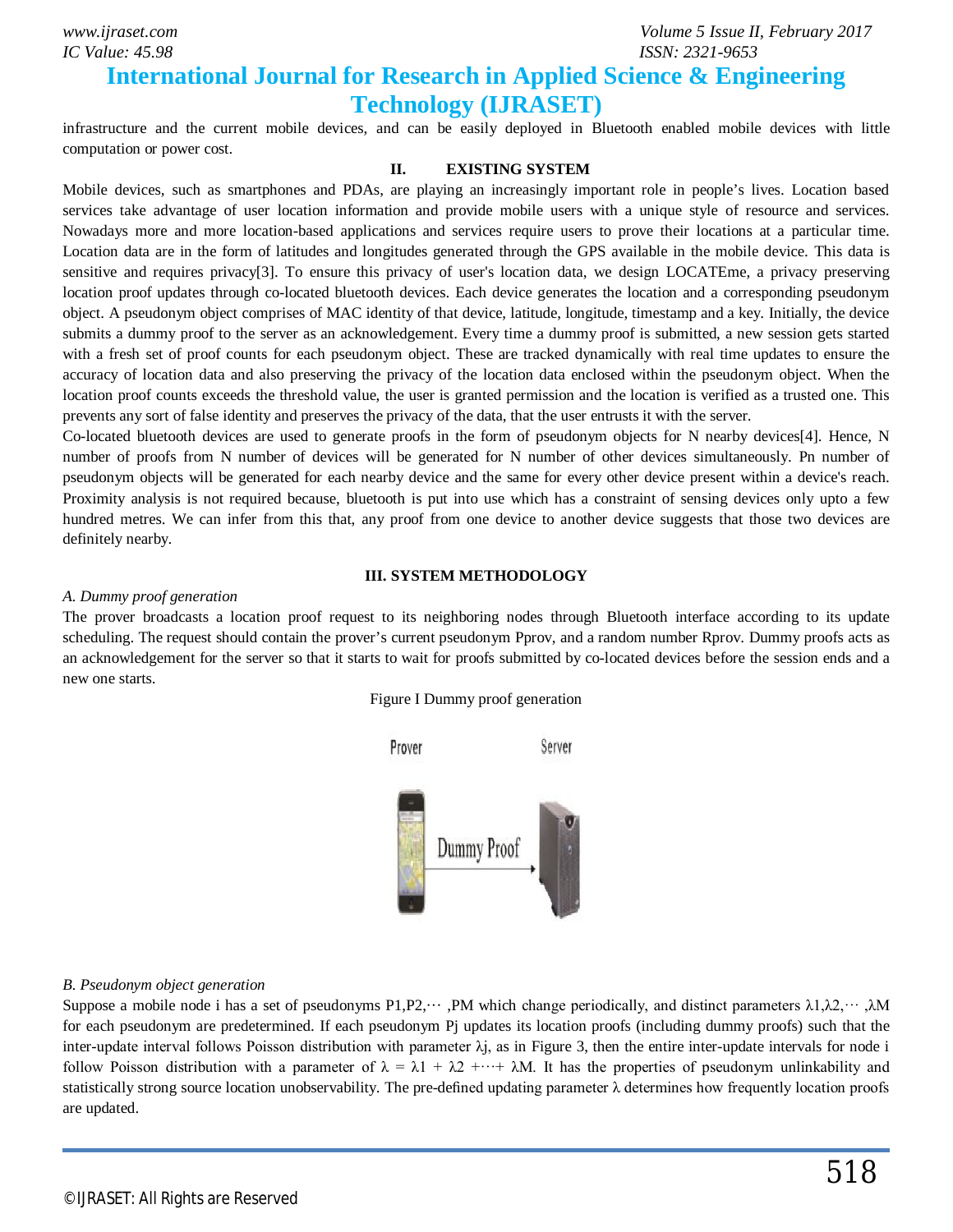infrastructure and the current mobile devices, and can be easily deployed in Bluetooth enabled mobile devices with little computation or power cost.

## II. EXISTING SYSTEM

Mobile devices, such as smartphones and PDAs, are playing an increasingly important role in people's lives. Location based services take advantage of user location information and provide mobile users with a unique style of resource and services. Nowadays more and more location-based applications and services require users to prove their locations at a particular time. Location data are in the form of latitudes and longitudes generated through the GPS available in the mobile device. This data is sensitive and requires privacy[3]. To ensure this privacy of user's location data, we design LOCATEme, a privacy preserving location proof updates through co-located bluetooth devices. Each device generates the location and a corresponding pseudonym object. A pseudonym object comprises of MAC identity of that device, latitude, longitude, timestamp and a key. Initially, the device submits a dummy proof to the server as an acknowledgement. Every time a dummy proof is submitted, a new session gets started with a fresh set of proof counts for each pseudonym object. These are tracked dynamically with real time updates to ensure the accuracy of location data and also preserving the privacy of the location data enclosed within the pseudonym object. When the location proof counts exceeds the threshold value, the user is granted permission and the location is verified as a trusted one. This prevents any sort of false identity and preserves the privacy of the data, that the user entrusts it with the server.

Co-located bluetooth devices are used to generate proofs in the form of pseudonym objects for N nearby devices[4]. Hence, N number of proofs from N number of devices will be generated for N number of other devices simultaneously. Pn number of pseudonym objects will be generated for each nearby device and the same for every other device present within a device's reach. Proximity analysis is not required because, bluetooth is put into use which has a constraint of sensing devices only upto a few hundred metres. We can infer from this that, any proof from one device to another device suggests that those two devices are definitely nearby.

## III. SYSTEM METHODOLOGY

### *A. Dummy proof generation*

The prover broadcasts a location proof request to its neighboring nodes through Bluetooth interface according to its update scheduling. The request should contain the prover's current pseudonym Pprov, and a random number Rprov. Dummy proofs acts as an acknowledgement for the server so that it starts to wait for proofs submitted by co-located devices before the session ends and a new one starts.

Figure I Dummy proof generation

### *B. Pseudonym object generation*

Suppose a mobile node i has a set of pseudonyms $P_1, P_2, \cdots, P_M$ which change periodically, and distinct parameters $\lambda_1, \lambda_2, \cdots, \lambda_M$ for each pseudonym are predetermined. If each pseudonym $P_j$ updates its location proofs (including dummy proofs) such that the inter-update interval follows Poisson distribution with parameter $\lambda_j$, as in Figure 3, then the entire inter-update intervals for node i follow Poisson distribution with a parameter of $\lambda = \lambda_1 + \lambda_2 + \cdots + \lambda_M$. It has the properties of pseudonym unlinkability and statistically strong source location unobservability. The pre-defined updating parameter $\lambda$ determines how frequently location proofs are updated.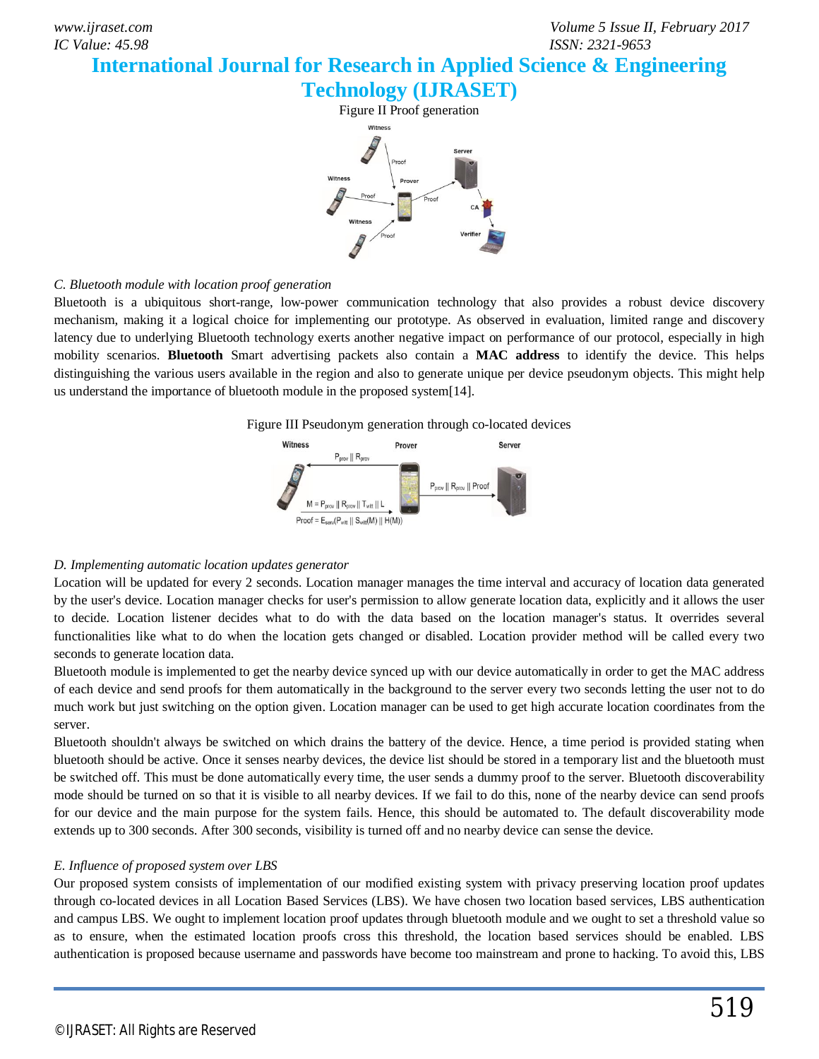Figure II Proof generation

### C. Bluetooth module with location proof generation

Bluetooth is a ubiquitous short-range, low-power communication technology that also provides a robust device discovery mechanism, making it a logical choice for implementing our prototype. As observed in evaluation, limited range and discovery latency due to underlying Bluetooth technology exerts another negative impact on performance of our protocol, especially in high mobility scenarios. **Bluetooth** Smart advertising packets also contain a **MAC address** to identify the device. This helps distinguishing the various users available in the region and also to generate unique per device pseudonym objects. This might help us understand the importance of bluetooth module in the proposed system[14].

Figure III Pseudonym generation through co-located devices

### D. Implementing automatic location updates generator

Location will be updated for every 2 seconds. Location manager manages the time interval and accuracy of location data generated by the user's device. Location manager checks for user's permission to allow generate location data, explicitly and it allows the user to decide. Location listener decides what to do with the data based on the location manager's status. It overrides several functionalities like what to do when the location gets changed or disabled. Location provider method will be called every two seconds to generate location data.

Bluetooth module is implemented to get the nearby device synced up with our device automatically in order to get the MAC address of each device and send proofs for them automatically in the background to the server every two seconds letting the user not to do much work but just switching on the option given. Location manager can be used to get high accurate location coordinates from the server.

Bluetooth shouldn't always be switched on which drains the battery of the device. Hence, a time period is provided stating when bluetooth should be active. Once it senses nearby devices, the device list should be stored in a temporary list and the bluetooth must be switched off. This must be done automatically every time, the user sends a dummy proof to the server. Bluetooth discoverability mode should be turned on so that it is visible to all nearby devices. If we fail to do this, none of the nearby device can send proofs for our device and the main purpose for the system fails. Hence, this should be automated to. The default discoverability mode extends up to 300 seconds. After 300 seconds, visibility is turned off and no nearby device can sense the device.

### E. Influence of proposed system over LBS

Our proposed system consists of implementation of our modified existing system with privacy preserving location proof updates through co-located devices in all Location Based Services (LBS). We have chosen two location based services, LBS authentication and campus LBS. We ought to implement location proof updates through bluetooth module and we ought to set a threshold value so as to ensure, when the estimated location proofs cross this threshold, the location based services should be enabled. LBS authentication is proposed because username and passwords have become too mainstream and prone to hacking. To avoid this, LBS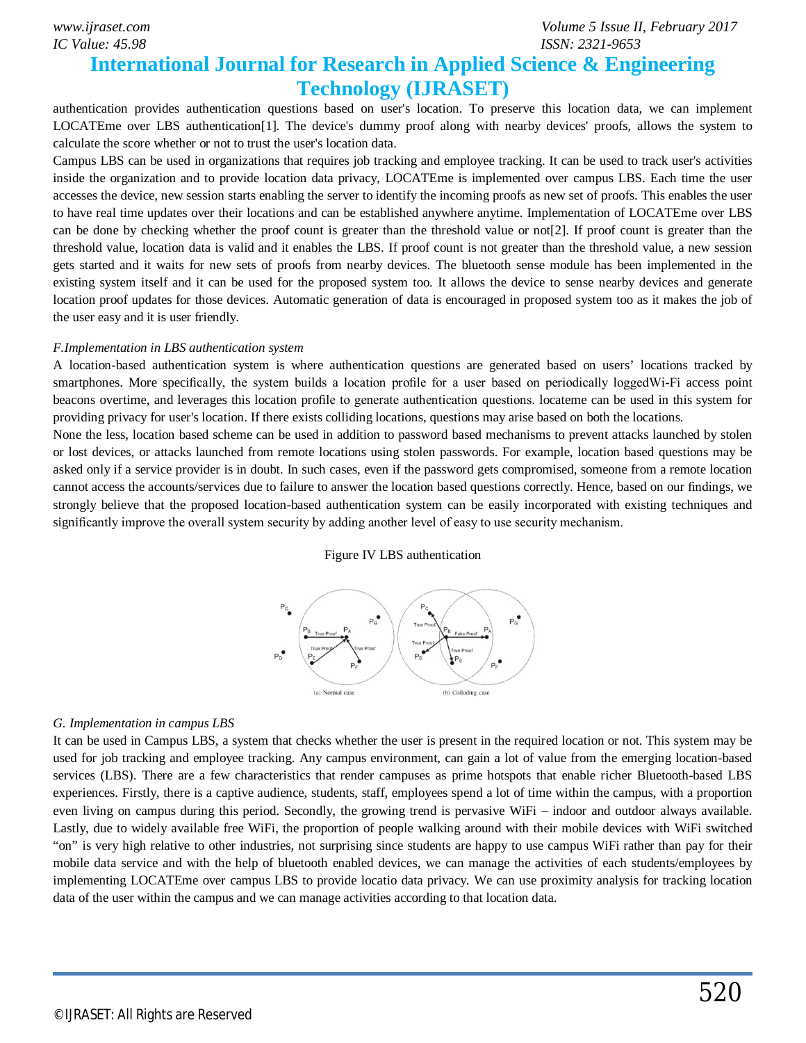authentication provides authentication questions based on user's location. To preserve this location data, we can implement LOCATEme over LBS authentication[1]. The device's dummy proof along with nearby devices' proofs, allows the system to calculate the score whether or not to trust the user's location data.

Campus LBS can be used in organizations that requires job tracking and employee tracking. It can be used to track user's activities inside the organization and to provide location data privacy, LOCATEme is implemented over campus LBS. Each time the user accesses the device, new session starts enabling the server to identify the incoming proofs as new set of proofs. This enables the user to have real time updates over their locations and can be established anywhere anytime. Implementation of LOCATEme over LBS can be done by checking whether the proof count is greater than the threshold value or not[2]. If proof count is greater than the threshold value, location data is valid and it enables the LBS. If proof count is not greater than the threshold value, a new session gets started and it waits for new sets of proofs from nearby devices. The bluetooth sense module has been implemented in the existing system itself and it can be used for the proposed system too. It allows the device to sense nearby devices and generate location proof updates for those devices. Automatic generation of data is encouraged in proposed system too as it makes the job of the user easy and it is user friendly.

*F.Implementation in LBS authentication system*

A location-based authentication system is where authentication questions are generated based on users' locations tracked by smartphones. More specifically, the system builds a location profile for a user based on periodically loggedWi-Fi access point beacons overtime, and leverages this location profile to generate authentication questions. locateme can be used in this system for providing privacy for user's location. If there exists colliding locations, questions may arise based on both the locations.

None the less, location based scheme can be used in addition to password based mechanisms to prevent attacks launched by stolen or lost devices, or attacks launched from remote locations using stolen passwords. For example, location based questions may be asked only if a service provider is in doubt. In such cases, even if the password gets compromised, someone from a remote location cannot access the accounts/services due to failure to answer the location based questions correctly. Hence, based on our findings, we strongly believe that the proposed location-based authentication system can be easily incorporated with existing techniques and significantly improve the overall system security by adding another level of easy to use security mechanism.

Figure IV LBS authentication

(a) Normal case (b) Colluding case

*G. Implementation in campus LBS*

It can be used in Campus LBS, a system that checks whether the user is present in the required location or not. This system may be used for job tracking and employee tracking. Any campus environment, can gain a lot of value from the emerging location-based services (LBS). There are a few characteristics that render campuses as prime hotspots that enable richer Bluetooth-based LBS experiences. Firstly, there is a captive audience, students, staff, employees spend a lot of time within the campus, with a proportion even living on campus during this period. Secondly, the growing trend is pervasive WiFi – indoor and outdoor always available. Lastly, due to widely available free WiFi, the proportion of people walking around with their mobile devices with WiFi switched "on" is very high relative to other industries, not surprising since students are happy to use campus WiFi rather than pay for their mobile data service and with the help of bluetooth enabled devices, we can manage the activities of each students/employees by implementing LOCATEme over campus LBS to provide locatio data privacy. We can use proximity analysis for tracking location data of the user within the campus and we can manage activities according to that location data.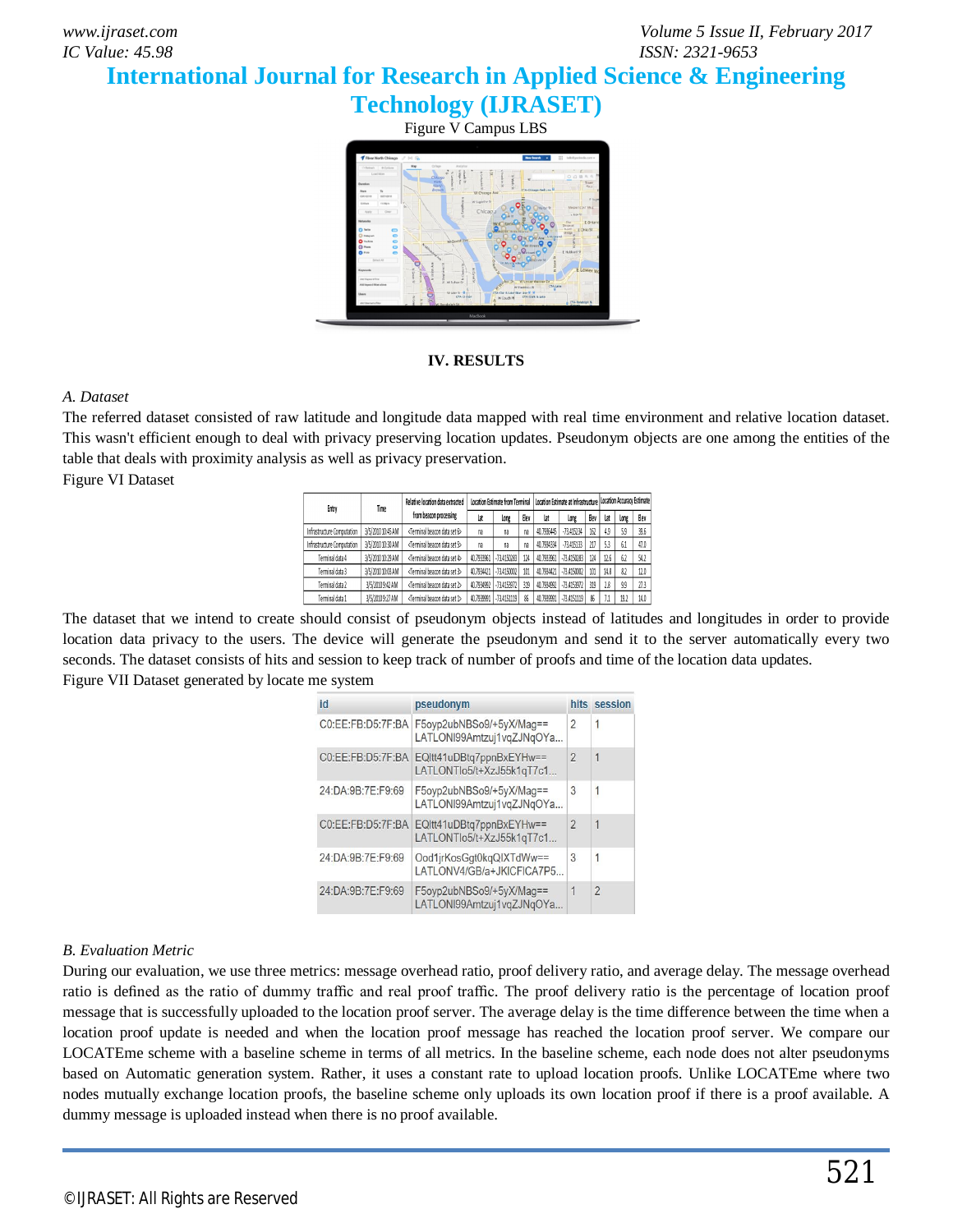Figure V Campus LBS

## IV. RESULTS

### *A. Dataset*

The referred dataset consisted of raw latitude and longitude data mapped with real time environment and relative location dataset. This wasn't efficient enough to deal with privacy preserving location updates. Pseudonym objects are one among the entities of the table that deals with proximity analysis as well as privacy preservation.

Figure VI Dataset

| Entry | Time | Relative location data extracted from beacon processing | Location Estimate from Terminal | | | Location Estimate at Infrastructure | | | Location Accuracy Estimate | | |
|---|---|---|---|---|---|---|---|---|---|---|---|
| | | | Lat | Long | Elev | Lat | Long | Elev | Lat | Long | Elev |
| Infrastructure Computation | 3/5/2010 10:45 AM | <Terminal beacon data set 6> | na | na | na | 40.7936445 | -73.415234 | 162 | 4.9 | 5.9 | 36.6 |
| Infrastructure Computation | 3/5/2010 10:30 AM | <Terminal beacon data set 5> | na | na | na | 40.7934334 | -73.415133 | 217 | 5.3 | 6.1 | 47.0 |
| Terminal data 4 | 3/5/2010 10:29 AM | <Terminal beacon data set 4> | 40.7933961 | -73.4150283 | 124 | 40.7933961 | -73.4150283 | 124 | 12.6 | 6.2 | 54.2 |
| Terminal data 3 | 3/5/2010 10:03 AM | <Terminal beacon data set 3> | 40.7934421 | -73.4150002 | 101 | 40.7934421 | -73.4150002 | 101 | 14.8 | 8.2 | 12.0 |
| Terminal data 2 | 3/5/2010 9:42 AM | <Terminal beacon data set 2> | 40.7934992 | -73.4153972 | 319 | 40.7934992 | -73.4153972 | 319 | 1.8 | 9.9 | 27.3 |
| Terminal data 1 | 3/5/2010 9:27 AM | <Terminal beacon data set 1> | 40.7939991 | -73.4153119 | 86 | 40.7939991 | -73.4153119 | 86 | 7.1 | 19.2 | 14.0 |

The dataset that we intend to create should consist of pseudonym objects instead of latitudes and longitudes in order to provide location data privacy to the users. The device will generate the pseudonym and send it to the server automatically every two seconds. The dataset consists of hits and session to keep track of number of proofs and time of the location data updates.

Figure VII Dataset generated by locate me system

| id | pseudonym | hits | session |
|---|---|---|---|
| C0:EE:FB:D5:7F:BA | F5oyp2ubNBSo9/+5yX/Mag== LATLONI99Amtzuj1vqZJNqOYa... | 2 | 1 |
| C0:EE:FB:D5:7F:BA | EQltt41uDBtq7ppnBxEYHw== LATLONTlo5/t+XzJ55k1qT7c1... | 2 | 1 |
| 24:DA:9B:7E:F9:69 | F5oyp2ubNBSo9/+5yX/Mag== LATLONI99Amtzuj1vqZJNqOYa... | 3 | 1 |
| C0:EE:FB:D5:7F:BA | EQltt41uDBtq7ppnBxEYHw== LATLONTlo5/t+XzJ55k1qT7c1... | 2 | 1 |
| 24:DA:9B:7E:F9:69 | Ood1jrKosGgt0kqQIXTdWw== LATLONV4/GB/a+JKICFICA7P5... | 3 | 1 |
| 24:DA:9B:7E:F9:69 | F5oyp2ubNBSo9/+5yX/Mag== LATLONI99Amtzuj1vqZJNqOYa... | 1 | 2 |

### *B. Evaluation Metric*

During our evaluation, we use three metrics: message overhead ratio, proof delivery ratio, and average delay. The message overhead ratio is defined as the ratio of dummy traffic and real proof traffic. The proof delivery ratio is the percentage of location proof message that is successfully uploaded to the location proof server. The average delay is the time difference between the time when a location proof update is needed and when the location proof message has reached the location proof server. We compare our LOCATEme scheme with a baseline scheme in terms of all metrics. In the baseline scheme, each node does not alter pseudonyms based on Automatic generation system. Rather, it uses a constant rate to upload location proofs. Unlike LOCATEme where two nodes mutually exchange location proofs, the baseline scheme only uploads its own location proof if there is a proof available. A dummy message is uploaded instead when there is no proof available.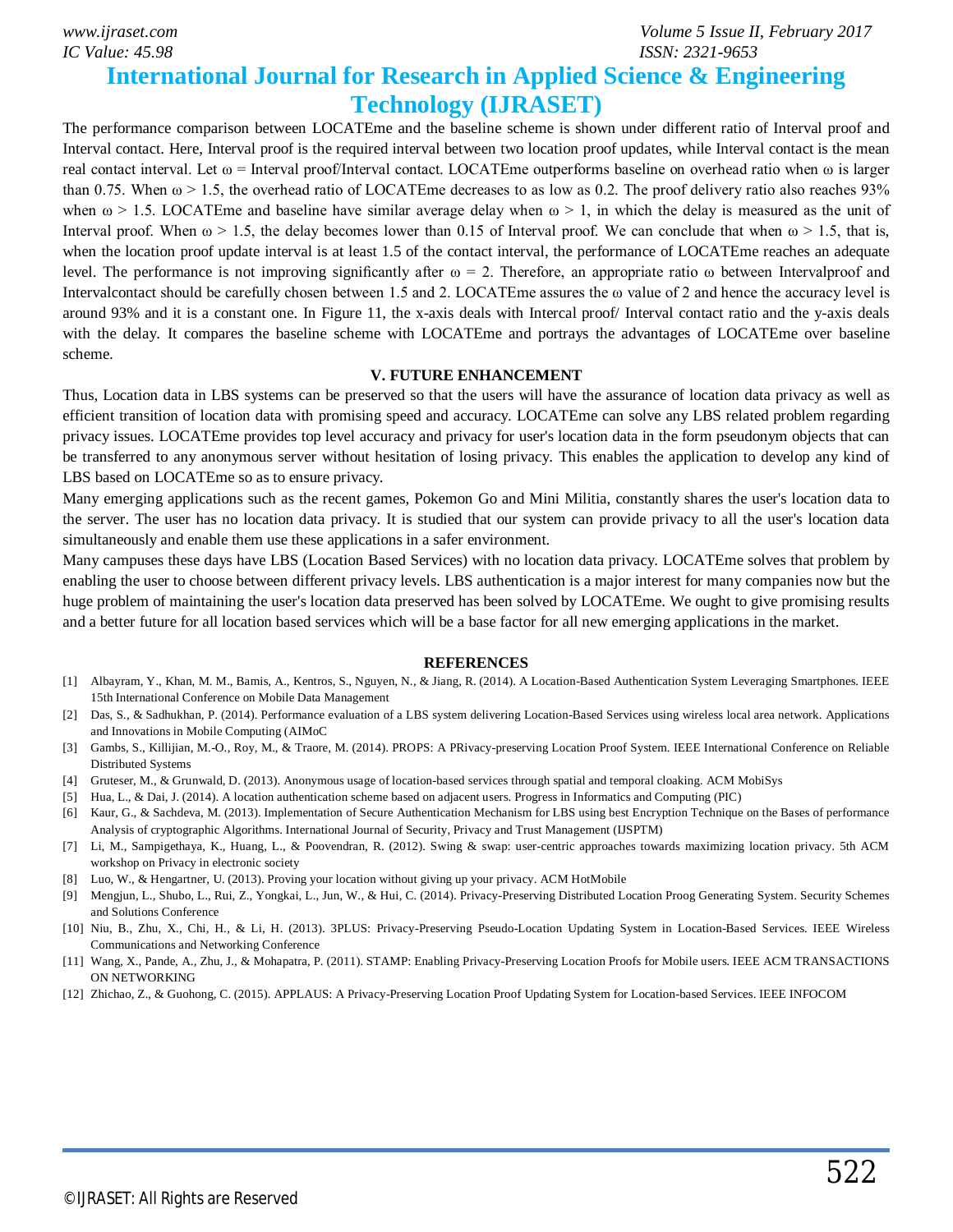The performance comparison between LOCATEme and the baseline scheme is shown under different ratio of Interval proof and Interval contact. Here, Interval proof is the required interval between two location proof updates, while Interval contact is the mean real contact interval. Let $\omega$ = Interval proof/Interval contact. LOCATEme outperforms baseline on overhead ratio when $\omega$ is larger than 0.75. When $\omega > 1.5$, the overhead ratio of LOCATEme decreases to as low as 0.2. The proof delivery ratio also reaches 93% when $\omega > 1.5$. LOCATEme and baseline have similar average delay when $\omega > 1$, in which the delay is measured as the unit of Interval proof. When $\omega > 1.5$, the delay becomes lower than 0.15 of Interval proof. We can conclude that when $\omega > 1.5$, that is, when the location proof update interval is at least 1.5 of the contact interval, the performance of LOCATEme reaches an adequate level. The performance is not improving significantly after $\omega = 2$. Therefore, an appropriate ratio $\omega$ between Intervalproof and Intervalcontact should be carefully chosen between 1.5 and 2. LOCATEme assures the $\omega$ value of 2 and hence the accuracy level is around 93% and it is a constant one. In Figure 11, the x-axis deals with Intercal proof/ Interval contact ratio and the y-axis deals with the delay. It compares the baseline scheme with LOCATEme and portrays the advantages of LOCATEme over baseline scheme.

## V. FUTURE ENHANCEMENT

Thus, Location data in LBS systems can be preserved so that the users will have the assurance of location data privacy as well as efficient transition of location data with promising speed and accuracy. LOCATEme can solve any LBS related problem regarding privacy issues. LOCATEme provides top level accuracy and privacy for user's location data in the form pseudonym objects that can be transferred to any anonymous server without hesitation of losing privacy. This enables the application to develop any kind of LBS based on LOCATEme so as to ensure privacy.

Many emerging applications such as the recent games, Pokemon Go and Mini Militia, constantly shares the user's location data to the server. The user has no location data privacy. It is studied that our system can provide privacy to all the user's location data simultaneously and enable them use these applications in a safer environment.

Many campuses these days have LBS (Location Based Services) with no location data privacy. LOCATEme solves that problem by enabling the user to choose between different privacy levels. LBS authentication is a major interest for many companies now but the huge problem of maintaining the user's location data preserved has been solved by LOCATEme. We ought to give promising results and a better future for all location based services which will be a base factor for all new emerging applications in the market.

## REFERENCES

[1] Albayram, Y., Khan, M. M., Bamis, A., Kentros, S., Nguyen, N., & Jiang, R. (2014). A Location-Based Authentication System Leveraging Smartphones. IEEE 15th International Conference on Mobile Data Management

[2] Das, S., & Sadhukhan, P. (2014). Performance evaluation of a LBS system delivering Location-Based Services using wireless local area network. Applications and Innovations in Mobile Computing (AIMoC

[3] Gambs, S., Killijian, M.-O., Roy, M., & Traore, M. (2014). PROPS: A PRivacy-preserving Location Proof System. IEEE International Conference on Reliable Distributed Systems

[4] Gruteser, M., & Grunwald, D. (2013). Anonymous usage of location-based services through spatial and temporal cloaking. ACM MobiSys

[5] Hua, L., & Dai, J. (2014). A location authentication scheme based on adjacent users. Progress in Informatics and Computing (PIC)

[6] Kaur, G., & Sachdeva, M. (2013). Implementation of Secure Authentication Mechanism for LBS using best Encryption Technique on the Bases of performance Analysis of cryptographic Algorithms. International Journal of Security, Privacy and Trust Management (IJSPTM)

[7] Li, M., Sampigethaya, K., Huang, L., & Poovendran, R. (2012). Swing & swap: user-centric approaches towards maximizing location privacy. 5th ACM workshop on Privacy in electronic society

[8] Luo, W., & Hengartner, U. (2013). Proving your location without giving up your privacy. ACM HotMobile

[9] Mengjun, L., Shubo, L., Rui, Z., Yongkai, L., Jun, W., & Hui, C. (2014). Privacy-Preserving Distributed Location Proog Generating System. Security Schemes and Solutions Conference

[10] Niu, B., Zhu, X., Chi, H., & Li, H. (2013). 3PLUS: Privacy-Preserving Pseudo-Location Updating System in Location-Based Services. IEEE Wireless Communications and Networking Conference

[11] Wang, X., Pande, A., Zhu, J., & Mohapatra, P. (2011). STAMP: Enabling Privacy-Preserving Location Proofs for Mobile users. IEEE ACM TRANSACTIONS ON NETWORKING

[12] Zhichao, Z., & Guohong, C. (2015). APPLAUS: A Privacy-Preserving Location Proof Updating System for Location-based Services. IEEE INFOCOM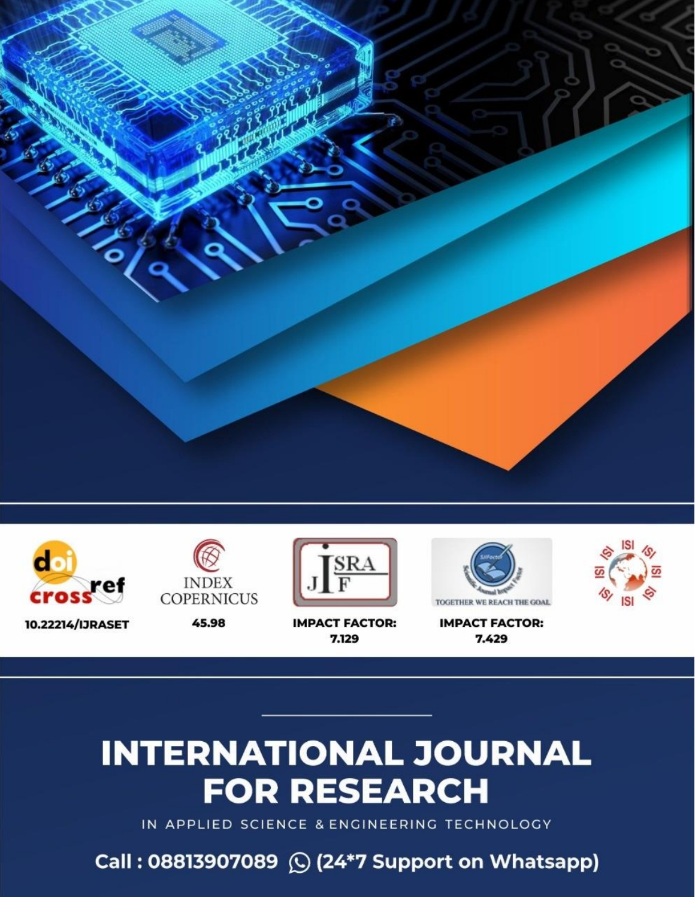10.22214/IJRASET

INDEX COPERNICUS

45.98

IMPACT FACTOR: 7.129

TOGETHER WE REACH THE GOAL

IMPACT FACTOR: 7.429

# INTERNATIONAL JOURNAL FOR RESEARCH

IN APPLIED SCIENCE & ENGINEERING TECHNOLOGY

Call : 08813907089 (24*7 Support on Whatsapp)